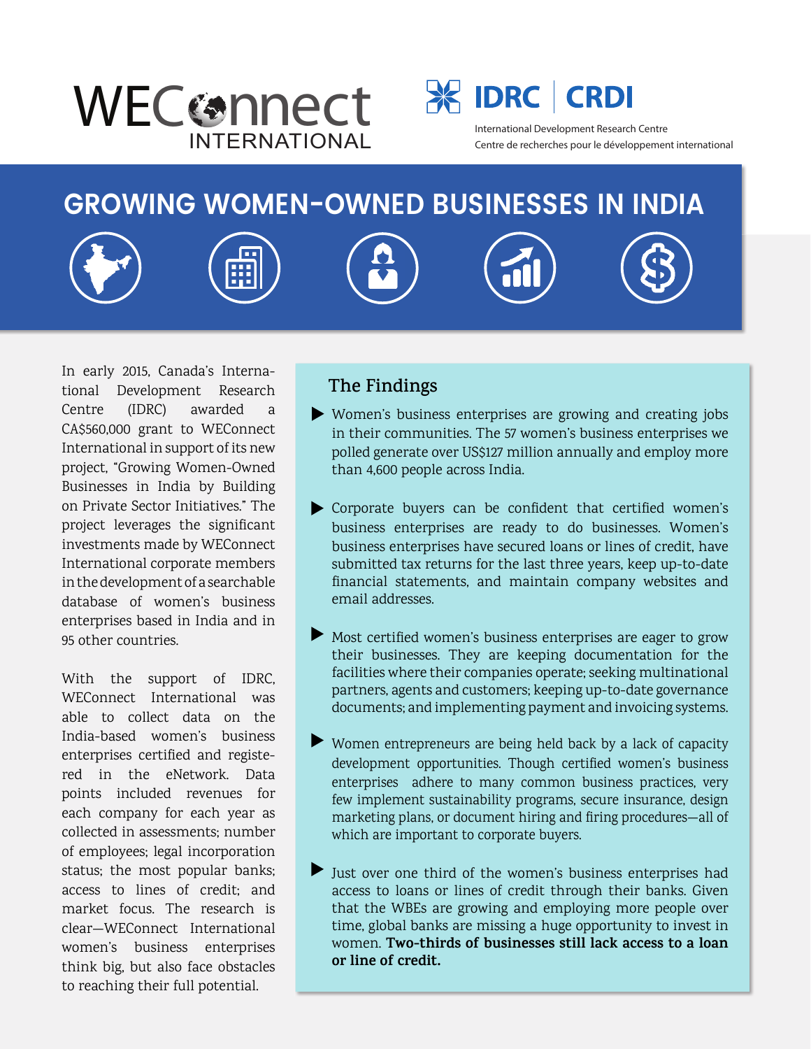WEConnect INTERNATIONAL

IDRC | CRDI

International Development Research Centre
Centre de recherches pour le développement international

# GROWING WOMEN-OWNED BUSINESSES IN INDIA

In early 2015, Canada's International Development Research Centre (IDRC) awarded a CA$560,000 grant to WEConnect International in support of its new project, "Growing Women-Owned Businesses in India by Building on Private Sector Initiatives." The project leverages the significant investments made by WEConnect International corporate members in the development of a searchable database of women's business enterprises based in India and in 95 other countries.

With the support of IDRC, WEConnect International was able to collect data on the India-based women's business enterprises certified and registered in the eNetwork. Data points included revenues for each company for each year as collected in assessments; number of employees; legal incorporation status; the most popular banks; access to lines of credit; and market focus. The research is clear—WEConnect International women's business enterprises think big, but also face obstacles to reaching their full potential.

## The Findings

- Women's business enterprises are growing and creating jobs in their communities. The 57 women's business enterprises we polled generate over US$127 million annually and employ more than 4,600 people across India.
- Corporate buyers can be confident that certified women's business enterprises are ready to do businesses. Women's business enterprises have secured loans or lines of credit, have submitted tax returns for the last three years, keep up-to-date financial statements, and maintain company websites and email addresses.
- Most certified women's business enterprises are eager to grow their businesses. They are keeping documentation for the facilities where their companies operate; seeking multinational partners, agents and customers; keeping up-to-date governance documents; and implementing payment and invoicing systems.
- Women entrepreneurs are being held back by a lack of capacity development opportunities. Though certified women's business enterprises adhere to many common business practices, very few implement sustainability programs, secure insurance, design marketing plans, or document hiring and firing procedures—all of which are important to corporate buyers.
- Just over one third of the women's business enterprises had access to loans or lines of credit through their banks. Given that the WBEs are growing and employing more people over time, global banks are missing a huge opportunity to invest in women. **Two-thirds of businesses still lack access to a loan or line of credit.**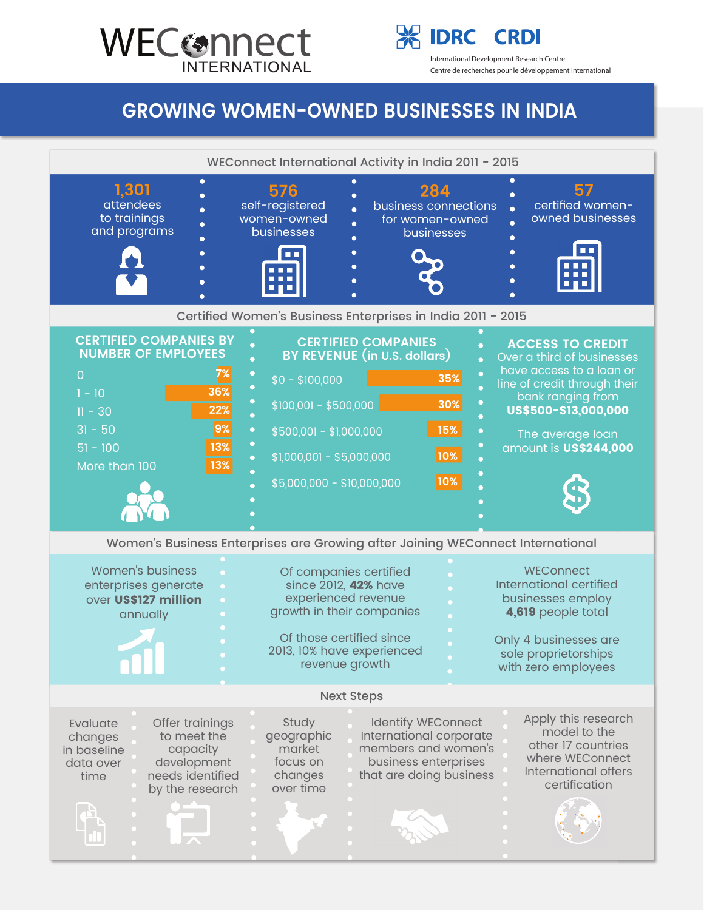WEConnect INTERNATIONAL

IDRC | CRDI
International Development Research Centre
Centre de recherches pour le développement international

# GROWING WOMEN-OWNED BUSINESSES IN INDIA

## WEConnect International Activity in India 2011 - 2015

**1,301**
attendees to trainings and programs

**576**
self-registered women-owned businesses

**284**
business connections for women-owned businesses

**57**
certified women-owned businesses

## Certified Women's Business Enterprises in India 2011 - 2015

### CERTIFIED COMPANIES BY NUMBER OF EMPLOYEES

0 — 7%
1 - 10 — 36%
11 - 30 — 22%
31 - 50 — 9%
51 - 100 — 13%
More than 100 — 13%

### CERTIFIED COMPANIES BY REVENUE (in U.S. dollars)

$0 - $100,000 — 35%
$100,001 - $500,000 — 30%
$500,001 - $1,000,000 — 15%
$1,000,001 - $5,000,000 — 10%
$5,000,000 - $10,000,000 — 10%

### ACCESS TO CREDIT

Over a third of businesses have access to a loan or line of credit through their bank ranging from **US$500-$13,000,000**

The average loan amount is **US$244,000**

## Women's Business Enterprises are Growing after Joining WEConnect International

Women's business enterprises generate over **US$127 million** annually

Of companies certified since 2012, **42%** have experienced revenue growth in their companies

Of those certified since 2013, 10% have experienced revenue growth

WEConnect International certified businesses employ **4,619** people total

Only 4 businesses are sole proprietorships with zero employees

## Next Steps

- Evaluate changes in baseline data over time
- Offer trainings to meet the capacity development needs identified by the research
- Study geographic market focus on changes over time
- Identify WEConnect International corporate members and women's business enterprises that are doing business
- Apply this research model to the other 17 countries where WEConnect International offers certification